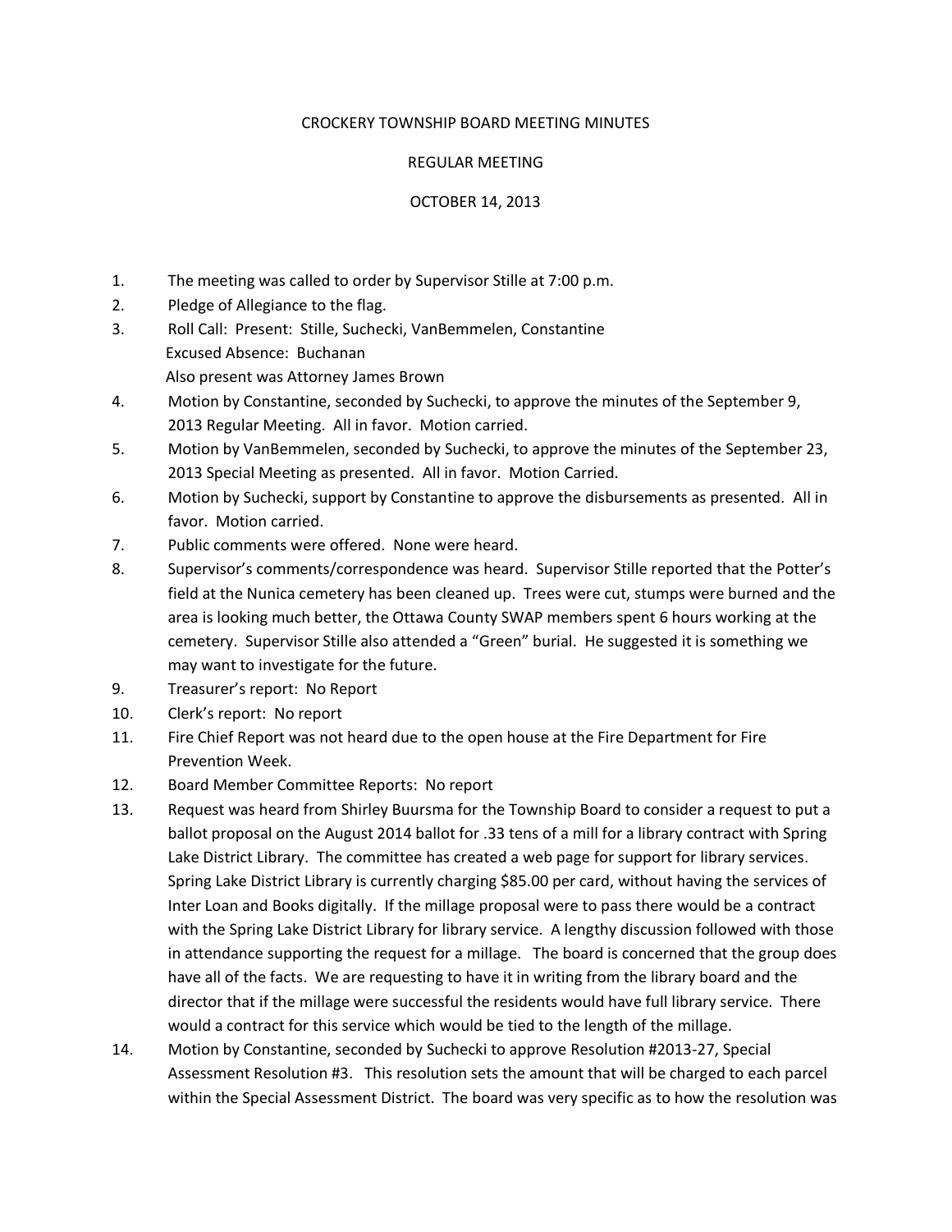CROCKERY TOWNSHIP BOARD MEETING MINUTES

REGULAR MEETING

OCTOBER 14, 2013

1. The meeting was called to order by Supervisor Stille at 7:00 p.m.
2. Pledge of Allegiance to the flag.
3. Roll Call: Present: Stille, Suchecki, VanBemmelen, Constantine
   Excused Absence: Buchanan
   Also present was Attorney James Brown
4. Motion by Constantine, seconded by Suchecki, to approve the minutes of the September 9, 2013 Regular Meeting. All in favor. Motion carried.
5. Motion by VanBemmelen, seconded by Suchecki, to approve the minutes of the September 23, 2013 Special Meeting as presented. All in favor. Motion Carried.
6. Motion by Suchecki, support by Constantine to approve the disbursements as presented. All in favor. Motion carried.
7. Public comments were offered. None were heard.
8. Supervisor's comments/correspondence was heard. Supervisor Stille reported that the Potter's field at the Nunica cemetery has been cleaned up. Trees were cut, stumps were burned and the area is looking much better, the Ottawa County SWAP members spent 6 hours working at the cemetery. Supervisor Stille also attended a "Green" burial. He suggested it is something we may want to investigate for the future.
9. Treasurer's report: No Report
10. Clerk's report: No report
11. Fire Chief Report was not heard due to the open house at the Fire Department for Fire Prevention Week.
12. Board Member Committee Reports: No report
13. Request was heard from Shirley Buursma for the Township Board to consider a request to put a ballot proposal on the August 2014 ballot for .33 tens of a mill for a library contract with Spring Lake District Library. The committee has created a web page for support for library services. Spring Lake District Library is currently charging $85.00 per card, without having the services of Inter Loan and Books digitally. If the millage proposal were to pass there would be a contract with the Spring Lake District Library for library service. A lengthy discussion followed with those in attendance supporting the request for a millage. The board is concerned that the group does have all of the facts. We are requesting to have it in writing from the library board and the director that if the millage were successful the residents would have full library service. There would a contract for this service which would be tied to the length of the millage.
14. Motion by Constantine, seconded by Suchecki to approve Resolution #2013-27, Special Assessment Resolution #3. This resolution sets the amount that will be charged to each parcel within the Special Assessment District. The board was very specific as to how the resolution was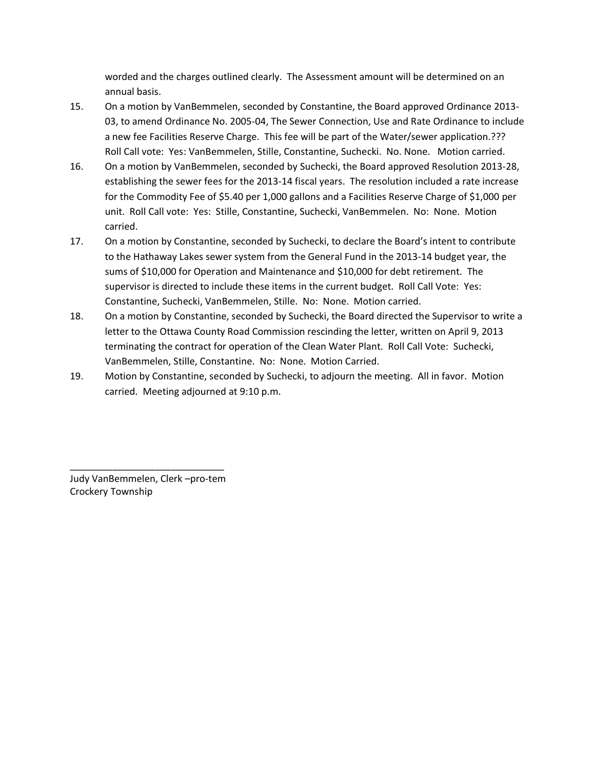worded and the charges outlined clearly. The Assessment amount will be determined on an annual basis.

15. On a motion by VanBemmelen, seconded by Constantine, the Board approved Ordinance 2013-03, to amend Ordinance No. 2005-04, The Sewer Connection, Use and Rate Ordinance to include a new fee Facilities Reserve Charge. This fee will be part of the Water/sewer application.??? Roll Call vote: Yes: VanBemmelen, Stille, Constantine, Suchecki. No. None. Motion carried.
16. On a motion by VanBemmelen, seconded by Suchecki, the Board approved Resolution 2013-28, establishing the sewer fees for the 2013-14 fiscal years. The resolution included a rate increase for the Commodity Fee of $5.40 per 1,000 gallons and a Facilities Reserve Charge of $1,000 per unit. Roll Call vote: Yes: Stille, Constantine, Suchecki, VanBemmelen. No: None. Motion carried.
17. On a motion by Constantine, seconded by Suchecki, to declare the Board's intent to contribute to the Hathaway Lakes sewer system from the General Fund in the 2013-14 budget year, the sums of $10,000 for Operation and Maintenance and $10,000 for debt retirement. The supervisor is directed to include these items in the current budget. Roll Call Vote: Yes: Constantine, Suchecki, VanBemmelen, Stille. No: None. Motion carried.
18. On a motion by Constantine, seconded by Suchecki, the Board directed the Supervisor to write a letter to the Ottawa County Road Commission rescinding the letter, written on April 9, 2013 terminating the contract for operation of the Clean Water Plant. Roll Call Vote: Suchecki, VanBemmelen, Stille, Constantine. No: None. Motion Carried.
19. Motion by Constantine, seconded by Suchecki, to adjourn the meeting. All in favor. Motion carried. Meeting adjourned at 9:10 p.m.

_____________________________

Judy VanBemmelen, Clerk –pro-tem
Crockery Township